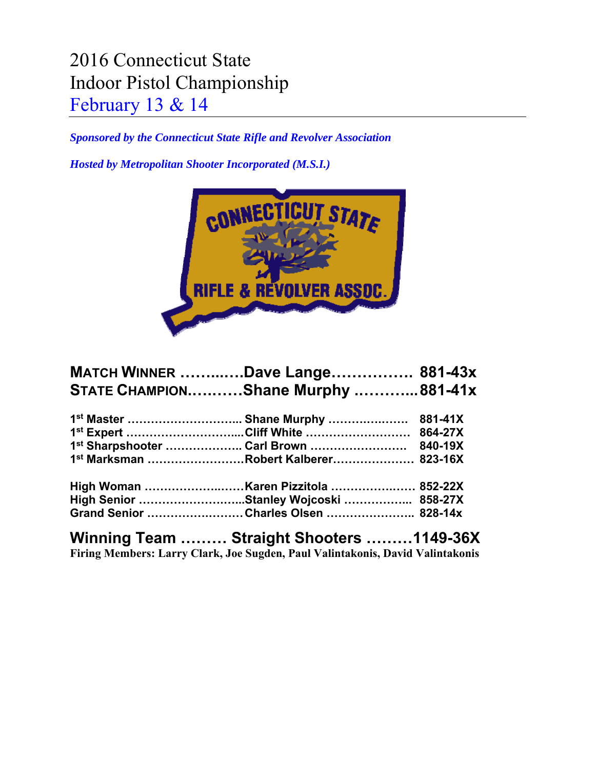# 2016 Connecticut State Indoor Pistol Championship

## February 13 & 14

***Sponsored by the Connecticut State Rifle and Revolver Association***

***Hosted by Metropolitan Shooter Incorporated (M.S.I.)***

**MATCH WINNER ……..….Dave Lange……………. 881-43x**
**STATE CHAMPION……….Shane Murphy ………...881-41x**

**1st Master ……………………... Shane Murphy ………….……. 881-41X**
**1st Expert …………………….....Cliff White ……………………… 864-27X**
**1st Sharpshooter ……………….. Carl Brown …………………… 840-19X**
**1st Marksman ……………………Robert Kalberer………………… 823-16X**

**High Woman ……………….……Karen Pizzitola ……………….…. 852-22X**
**High Senior ……………………...Stanley Wojcoski ……………... 858-27X**
**Grand Senior ……………………Charles Olsen …………………... 828-14x**

**Winning Team ……… Straight Shooters ………1149-36X**
**Firing Members: Larry Clark, Joe Sugden, Paul Valintakonis, David Valintakonis**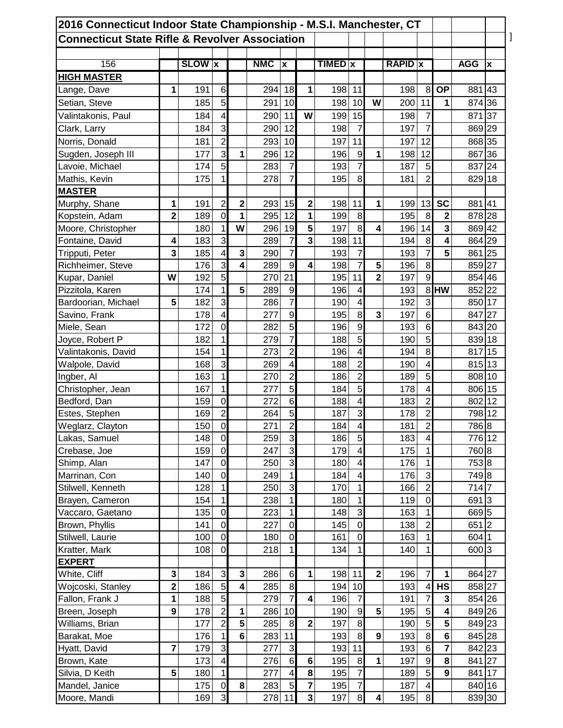| 2016 Connecticut Indoor State Championship - M.S.I. Manchester, CT | | | | | | | | | | | | | | | |
|---|---|---|---|---|---|---|---|---|---|---|---|---|---|---|---|
| **Connecticut State Rifle & Revolver Association** | | | | | | | | | | | | | | | |
| 156 | | **SLOW** | **x** | | **NMC** | **x** | | **TIMED** | **x** | | **RAPID** | **x** | | **AGG** | **x** |
| **HIGH MASTER** | | | | | | | | | | | | | | | |
| Lange, Dave | **1** | 191 | 6 | | 294 | 18 | **1** | 198 | 11 | | 198 | 8 | **OP** | 881 | 43 |
| Setian, Steve | | 185 | 5 | | 291 | 10 | | 198 | 10 | **W** | 200 | 11 | **1** | 874 | 36 |
| Valintakonis, Paul | | 184 | 4 | | 290 | 11 | **W** | 199 | 15 | | 198 | 7 | | 871 | 37 |
| Clark, Larry | | 184 | 3 | | 290 | 12 | | 198 | 7 | | 197 | 7 | | 869 | 29 |
| Norris, Donald | | 181 | 2 | | 293 | 10 | | 197 | 11 | | 197 | 12 | | 868 | 35 |
| Sugden, Joseph III | | 177 | 3 | **1** | 296 | 12 | | 196 | 9 | **1** | 198 | 12 | | 867 | 36 |
| Lavoie, Michael | | 174 | 5 | | 283 | 7 | | 193 | 7 | | 187 | 5 | | 837 | 24 |
| Mathis, Kevin | | 175 | 1 | | 278 | 7 | | 195 | 8 | | 181 | 2 | | 829 | 18 |
| **MASTER** | | | | | | | | | | | | | | | |
| Murphy, Shane | **1** | 191 | 2 | **2** | 293 | 15 | **2** | 198 | 11 | **1** | 199 | 13 | **SC** | 881 | 41 |
| Kopstein, Adam | **2** | 189 | 0 | **1** | 295 | 12 | **1** | 199 | 8 | | 195 | 8 | **2** | 878 | 28 |
| Moore, Christopher | | 180 | 1 | **W** | 296 | 19 | **5** | 197 | 8 | **4** | 196 | 14 | **3** | 869 | 42 |
| Fontaine, David | **4** | 183 | 3 | | 289 | 7 | **3** | 198 | 11 | | 194 | 8 | **4** | 864 | 29 |
| Tripputi, Peter | **3** | 185 | 4 | **3** | 290 | 7 | | 193 | 7 | | 193 | 7 | **5** | 861 | 25 |
| Richheimer, Steve | | 176 | 3 | **4** | 289 | 9 | **4** | 198 | 7 | **5** | 196 | 8 | | 859 | 27 |
| Kupar, Daniel | **W** | 192 | 5 | | 270 | 21 | | 195 | 11 | **2** | 197 | 9 | | 854 | 46 |
| Pizzitola, Karen | | 174 | 1 | **5** | 289 | 9 | | 196 | 4 | | 193 | 8 | **HW** | 852 | 22 |
| Bardoorian, Michael | **5** | 182 | 3 | | 286 | 7 | | 190 | 4 | | 192 | 3 | | 850 | 17 |
| Savino, Frank | | 178 | 4 | | 277 | 9 | | 195 | 8 | **3** | 197 | 6 | | 847 | 27 |
| Miele, Sean | | 172 | 0 | | 282 | 5 | | 196 | 9 | | 193 | 6 | | 843 | 20 |
| Joyce, Robert P | | 182 | 1 | | 279 | 7 | | 188 | 5 | | 190 | 5 | | 839 | 18 |
| Valintakonis, David | | 154 | 1 | | 273 | 2 | | 196 | 4 | | 194 | 8 | | 817 | 15 |
| Walpole, David | | 168 | 3 | | 269 | 4 | | 188 | 2 | | 190 | 4 | | 815 | 13 |
| Ingber, Al | | 163 | 1 | | 270 | 2 | | 186 | 2 | | 189 | 5 | | 808 | 10 |
| Christopher, Jean | | 167 | 1 | | 277 | 5 | | 184 | 5 | | 178 | 4 | | 806 | 15 |
| Bedford, Dan | | 159 | 0 | | 272 | 6 | | 188 | 4 | | 183 | 2 | | 802 | 12 |
| Estes, Stephen | | 169 | 2 | | 264 | 5 | | 187 | 3 | | 178 | 2 | | 798 | 12 |
| Weglarz, Clayton | | 150 | 0 | | 271 | 2 | | 184 | 4 | | 181 | 2 | | 786 | 8 |
| Lakas, Samuel | | 148 | 0 | | 259 | 3 | | 186 | 5 | | 183 | 4 | | 776 | 12 |
| Crebase, Joe | | 159 | 0 | | 247 | 3 | | 179 | 4 | | 175 | 1 | | 760 | 8 |
| Shimp, Alan | | 147 | 0 | | 250 | 3 | | 180 | 4 | | 176 | 1 | | 753 | 8 |
| Marrinan, Con | | 140 | 0 | | 249 | 1 | | 184 | 4 | | 176 | 3 | | 749 | 8 |
| Stilwell, Kenneth | | 128 | 1 | | 250 | 3 | | 170 | 1 | | 166 | 2 | | 714 | 7 |
| Brayen, Cameron | | 154 | 1 | | 238 | 1 | | 180 | 1 | | 119 | 0 | | 691 | 3 |
| Vaccaro, Gaetano | | 135 | 0 | | 223 | 1 | | 148 | 3 | | 163 | 1 | | 669 | 5 |
| Brown, Phyllis | | 141 | 0 | | 227 | 0 | | 145 | 0 | | 138 | 2 | | 651 | 2 |
| Stilwell, Laurie | | 100 | 0 | | 180 | 0 | | 161 | 0 | | 163 | 1 | | 604 | 1 |
| Kratter, Mark | | 108 | 0 | | 218 | 1 | | 134 | 1 | | 140 | 1 | | 600 | 3 |
| **EXPERT** | | | | | | | | | | | | | | | |
| White, Cliff | **3** | 184 | 3 | **3** | 286 | 6 | **1** | 198 | 11 | **2** | 196 | 7 | **1** | 864 | 27 |
| Wojcoski, Stanley | **2** | 186 | 5 | **4** | 285 | 8 | | 194 | 10 | | 193 | 4 | **HS** | 858 | 27 |
| Fallon, Frank J | **1** | 188 | 5 | | 279 | 7 | **4** | 196 | 7 | | 191 | 7 | **3** | 854 | 26 |
| Breen, Joseph | **9** | 178 | 2 | **1** | 286 | 10 | | 190 | 9 | **5** | 195 | 5 | **4** | 849 | 26 |
| Williams, Brian | | 177 | 2 | **5** | 285 | 8 | **2** | 197 | 8 | | 190 | 5 | **5** | 849 | 23 |
| Barakat, Moe | | 176 | 1 | **6** | 283 | 11 | | 193 | 8 | **9** | 193 | 8 | **6** | 845 | 28 |
| Hyatt, David | **7** | 179 | 3 | | 277 | 3 | | 193 | 11 | | 193 | 6 | **7** | 842 | 23 |
| Brown, Kate | | 173 | 4 | | 276 | 6 | **6** | 195 | 8 | **1** | 197 | 9 | **8** | 841 | 27 |
| Silvia, D Keith | **5** | 180 | 1 | | 277 | 4 | **8** | 195 | 7 | | 189 | 5 | **9** | 841 | 17 |
| Mandel, Janice | | 175 | 0 | **8** | 283 | 5 | **7** | 195 | 7 | | 187 | 4 | | 840 | 16 |
| Moore, Mandi | | 169 | 3 | | 278 | 11 | **3** | 197 | 8 | **4** | 195 | 8 | | 839 | 30 |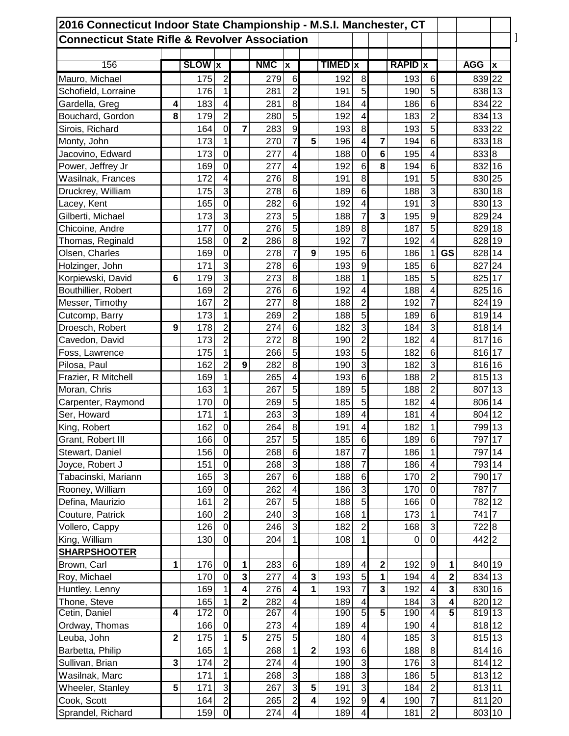## 2016 Connecticut Indoor State Championship - M.S.I. Manchester, CT

## Connecticut State Rifle & Revolver Association

| 156 | | SLOW | x | | NMC | x | | TIMED | x | | RAPID | x | | AGG | x |
|---|---|---|---|---|---|---|---|---|---|---|---|---|---|---|---|
| Mauro, Michael | | 175 | 2 | | 279 | 6 | | 192 | 8 | | 193 | 6 | | 839 | 22 |
| Schofield, Lorraine | | 176 | 1 | | 281 | 2 | | 191 | 5 | | 190 | 5 | | 838 | 13 |
| Gardella, Greg | 4 | 183 | 4 | | 281 | 8 | | 184 | 4 | | 186 | 6 | | 834 | 22 |
| Bouchard, Gordon | 8 | 179 | 2 | | 280 | 5 | | 192 | 4 | | 183 | 2 | | 834 | 13 |
| Sirois, Richard | | 164 | 0 | 7 | 283 | 9 | | 193 | 8 | | 193 | 5 | | 833 | 22 |
| Monty, John | | 173 | 1 | | 270 | 7 | 5 | 196 | 4 | 7 | 194 | 6 | | 833 | 18 |
| Jacovino, Edward | | 173 | 0 | | 277 | 4 | | 188 | 0 | 6 | 195 | 4 | | 833 | 8 |
| Power, Jeffrey Jr | | 169 | 0 | | 277 | 4 | | 192 | 6 | 8 | 194 | 6 | | 832 | 16 |
| Wasilnak, Frances | | 172 | 4 | | 276 | 8 | | 191 | 8 | | 191 | 5 | | 830 | 25 |
| Druckrey, William | | 175 | 3 | | 278 | 6 | | 189 | 6 | | 188 | 3 | | 830 | 18 |
| Lacey, Kent | | 165 | 0 | | 282 | 6 | | 192 | 4 | | 191 | 3 | | 830 | 13 |
| Gilberti, Michael | | 173 | 3 | | 273 | 5 | | 188 | 7 | 3 | 195 | 9 | | 829 | 24 |
| Chicoine, Andre | | 177 | 0 | | 276 | 5 | | 189 | 8 | | 187 | 5 | | 829 | 18 |
| Thomas, Reginald | | 158 | 0 | 2 | 286 | 8 | | 192 | 7 | | 192 | 4 | | 828 | 19 |
| Olsen, Charles | | 169 | 0 | | 278 | 7 | 9 | 195 | 6 | | 186 | 1 | GS | 828 | 14 |
| Holzinger, John | | 171 | 3 | | 278 | 6 | | 193 | 9 | | 185 | 6 | | 827 | 24 |
| Korpiewski, David | 6 | 179 | 3 | | 273 | 8 | | 188 | 1 | | 185 | 5 | | 825 | 17 |
| Bouthillier, Robert | | 169 | 2 | | 276 | 6 | | 192 | 4 | | 188 | 4 | | 825 | 16 |
| Messer, Timothy | | 167 | 2 | | 277 | 8 | | 188 | 2 | | 192 | 7 | | 824 | 19 |
| Cutcomp, Barry | | 173 | 1 | | 269 | 2 | | 188 | 5 | | 189 | 6 | | 819 | 14 |
| Droesch, Robert | 9 | 178 | 2 | | 274 | 6 | | 182 | 3 | | 184 | 3 | | 818 | 14 |
| Cavedon, David | | 173 | 2 | | 272 | 8 | | 190 | 2 | | 182 | 4 | | 817 | 16 |
| Foss, Lawrence | | 175 | 1 | | 266 | 5 | | 193 | 5 | | 182 | 6 | | 816 | 17 |
| Pilosa, Paul | | 162 | 2 | 9 | 282 | 8 | | 190 | 3 | | 182 | 3 | | 816 | 16 |
| Frazier, R Mitchell | | 169 | 1 | | 265 | 4 | | 193 | 6 | | 188 | 2 | | 815 | 13 |
| Moran, Chris | | 163 | 1 | | 267 | 5 | | 189 | 5 | | 188 | 2 | | 807 | 13 |
| Carpenter, Raymond | | 170 | 0 | | 269 | 5 | | 185 | 5 | | 182 | 4 | | 806 | 14 |
| Ser, Howard | | 171 | 1 | | 263 | 3 | | 189 | 4 | | 181 | 4 | | 804 | 12 |
| King, Robert | | 162 | 0 | | 264 | 8 | | 191 | 4 | | 182 | 1 | | 799 | 13 |
| Grant, Robert III | | 166 | 0 | | 257 | 5 | | 185 | 6 | | 189 | 6 | | 797 | 17 |
| Stewart, Daniel | | 156 | 0 | | 268 | 6 | | 187 | 7 | | 186 | 1 | | 797 | 14 |
| Joyce, Robert J | | 151 | 0 | | 268 | 3 | | 188 | 7 | | 186 | 4 | | 793 | 14 |
| Tabacinski, Mariann | | 165 | 3 | | 267 | 6 | | 188 | 6 | | 170 | 2 | | 790 | 17 |
| Rooney, William | | 169 | 0 | | 262 | 4 | | 186 | 3 | | 170 | 0 | | 787 | 7 |
| Defina, Maurizio | | 161 | 2 | | 267 | 5 | | 188 | 5 | | 166 | 0 | | 782 | 12 |
| Couture, Patrick | | 160 | 2 | | 240 | 3 | | 168 | 1 | | 173 | 1 | | 741 | 7 |
| Vollero, Cappy | | 126 | 0 | | 246 | 3 | | 182 | 2 | | 168 | 3 | | 722 | 8 |
| King, William | | 130 | 0 | | 204 | 1 | | 108 | 1 | | 0 | 0 | | 442 | 2 |
| **SHARPSHOOTER** | | | | | | | | | | | | | | | |
| Brown, Carl | 1 | 176 | 0 | 1 | 283 | 6 | | 189 | 4 | 2 | 192 | 9 | 1 | 840 | 19 |
| Roy, Michael | | 170 | 0 | 3 | 277 | 4 | 3 | 193 | 5 | 1 | 194 | 4 | 2 | 834 | 13 |
| Huntley, Lenny | | 169 | 1 | 4 | 276 | 4 | 1 | 193 | 7 | 3 | 192 | 4 | 3 | 830 | 16 |
| Thone, Steve | | 165 | 1 | 2 | 282 | 4 | | 189 | 4 | | 184 | 3 | 4 | 820 | 12 |
| Cetin, Daniel | 4 | 172 | 0 | | 267 | 4 | | 190 | 5 | 5 | 190 | 4 | 5 | 819 | 13 |
| Ordway, Thomas | | 166 | 0 | | 273 | 4 | | 189 | 4 | | 190 | 4 | | 818 | 12 |
| Leuba, John | 2 | 175 | 1 | 5 | 275 | 5 | | 180 | 4 | | 185 | 3 | | 815 | 13 |
| Barbetta, Philip | | 165 | 1 | | 268 | 1 | 2 | 193 | 6 | | 188 | 8 | | 814 | 16 |
| Sullivan, Brian | 3 | 174 | 2 | | 274 | 4 | | 190 | 3 | | 176 | 3 | | 814 | 12 |
| Wasilnak, Marc | | 171 | 1 | | 268 | 3 | | 188 | 3 | | 186 | 5 | | 813 | 12 |
| Wheeler, Stanley | 5 | 171 | 3 | | 267 | 3 | 5 | 191 | 3 | | 184 | 2 | | 813 | 11 |
| Cook, Scott | | 164 | 2 | | 265 | 2 | 4 | 192 | 9 | 4 | 190 | 7 | | 811 | 20 |
| Sprandel, Richard | | 159 | 0 | | 274 | 4 | | 189 | 4 | | 181 | 2 | | 803 | 10 |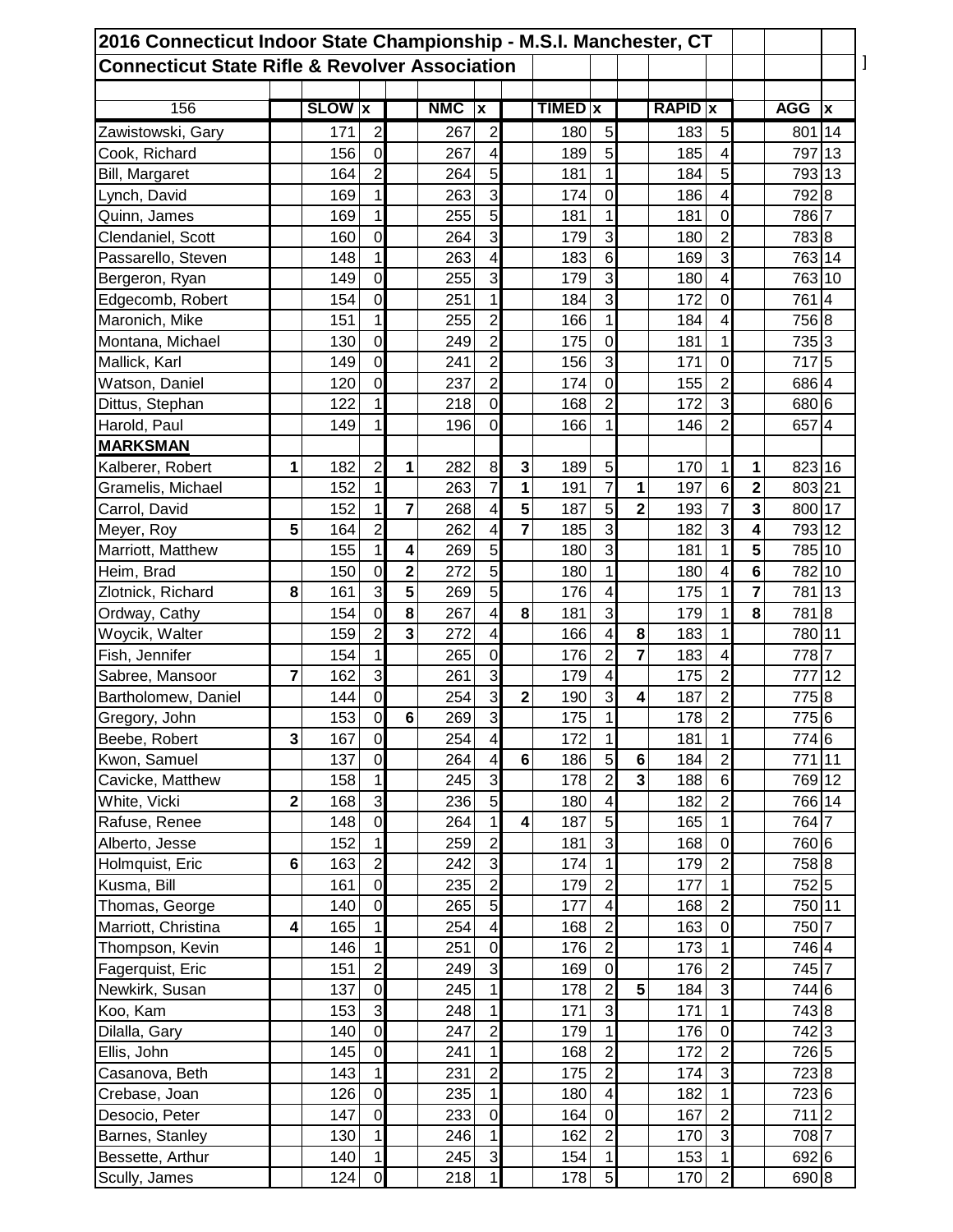| 2016 Connecticut Indoor State Championship - M.S.I. Manchester, CT | | | | | | | | | | | | | | | | |
|---|---|---|---|---|---|---|---|---|---|---|---|---|---|---|---|---|
| Connecticut State Rifle & Revolver Association | | | | | | | | | | | | | | | | |
| | | | | | | | | | | | | | | | | |
| 156 | | SLOW | x | | NMC | x | | TIMED | x | | RAPID | x | | AGG | x | |
| Zawistowski, Gary | | 171 | 2 | | 267 | 2 | | 180 | 5 | | 183 | 5 | | 801 | 14 | |
| Cook, Richard | | 156 | 0 | | 267 | 4 | | 189 | 5 | | 185 | 4 | | 797 | 13 | |
| Bill, Margaret | | 164 | 2 | | 264 | 5 | | 181 | 1 | | 184 | 5 | | 793 | 13 | |
| Lynch, David | | 169 | 1 | | 263 | 3 | | 174 | 0 | | 186 | 4 | | 792 | 8 | |
| Quinn, James | | 169 | 1 | | 255 | 5 | | 181 | 1 | | 181 | 0 | | 786 | 7 | |
| Clendaniel, Scott | | 160 | 0 | | 264 | 3 | | 179 | 3 | | 180 | 2 | | 783 | 8 | |
| Passarello, Steven | | 148 | 1 | | 263 | 4 | | 183 | 6 | | 169 | 3 | | 763 | 14 | |
| Bergeron, Ryan | | 149 | 0 | | 255 | 3 | | 179 | 3 | | 180 | 4 | | 763 | 10 | |
| Edgecomb, Robert | | 154 | 0 | | 251 | 1 | | 184 | 3 | | 172 | 0 | | 761 | 4 | |
| Maronich, Mike | | 151 | 1 | | 255 | 2 | | 166 | 1 | | 184 | 4 | | 756 | 8 | |
| Montana, Michael | | 130 | 0 | | 249 | 2 | | 175 | 0 | | 181 | 1 | | 735 | 3 | |
| Mallick, Karl | | 149 | 0 | | 241 | 2 | | 156 | 3 | | 171 | 0 | | 717 | 5 | |
| Watson, Daniel | | 120 | 0 | | 237 | 2 | | 174 | 0 | | 155 | 2 | | 686 | 4 | |
| Dittus, Stephan | | 122 | 1 | | 218 | 0 | | 168 | 2 | | 172 | 3 | | 680 | 6 | |
| Harold, Paul | | 149 | 1 | | 196 | 0 | | 166 | 1 | | 146 | 2 | | 657 | 4 | |
| **MARKSMAN** | | | | | | | | | | | | | | | | |
| Kalberer, Robert | **1** | 182 | 2 | **1** | 282 | 8 | **3** | 189 | 5 | | 170 | 1 | **1** | 823 | 16 | |
| Gramelis, Michael | | 152 | 1 | | 263 | 7 | **1** | 191 | 7 | **1** | 197 | 6 | **2** | 803 | 21 | |
| Carrol, David | | 152 | 1 | **7** | 268 | 4 | **5** | 187 | 5 | **2** | 193 | 7 | **3** | 800 | 17 | |
| Meyer, Roy | **5** | 164 | 2 | | 262 | 4 | **7** | 185 | 3 | | 182 | 3 | **4** | 793 | 12 | |
| Marriott, Matthew | | 155 | 1 | **4** | 269 | 5 | | 180 | 3 | | 181 | 1 | **5** | 785 | 10 | |
| Heim, Brad | | 150 | 0 | **2** | 272 | 5 | | 180 | 1 | | 180 | 4 | **6** | 782 | 10 | |
| Zlotnick, Richard | **8** | 161 | 3 | **5** | 269 | 5 | | 176 | 4 | | 175 | 1 | **7** | 781 | 13 | |
| Ordway, Cathy | | 154 | 0 | **8** | 267 | 4 | **8** | 181 | 3 | | 179 | 1 | **8** | 781 | 8 | |
| Woycik, Walter | | 159 | 2 | **3** | 272 | 4 | | 166 | 4 | **8** | 183 | 1 | | 780 | 11 | |
| Fish, Jennifer | | 154 | 1 | | 265 | 0 | | 176 | 2 | **7** | 183 | 4 | | 778 | 7 | |
| Sabree, Mansoor | **7** | 162 | 3 | | 261 | 3 | | 179 | 4 | | 175 | 2 | | 777 | 12 | |
| Bartholomew, Daniel | | 144 | 0 | | 254 | 3 | **2** | 190 | 3 | **4** | 187 | 2 | | 775 | 8 | |
| Gregory, John | | 153 | 0 | **6** | 269 | 3 | | 175 | 1 | | 178 | 2 | | 775 | 6 | |
| Beebe, Robert | **3** | 167 | 0 | | 254 | 4 | | 172 | 1 | | 181 | 1 | | 774 | 6 | |
| Kwon, Samuel | | 137 | 0 | | 264 | 4 | **6** | 186 | 5 | **6** | 184 | 2 | | 771 | 11 | |
| Cavicke, Matthew | | 158 | 1 | | 245 | 3 | | 178 | 2 | **3** | 188 | 6 | | 769 | 12 | |
| White, Vicki | **2** | 168 | 3 | | 236 | 5 | | 180 | 4 | | 182 | 2 | | 766 | 14 | |
| Rafuse, Renee | | 148 | 0 | | 264 | 1 | **4** | 187 | 5 | | 165 | 1 | | 764 | 7 | |
| Alberto, Jesse | | 152 | 1 | | 259 | 2 | | 181 | 3 | | 168 | 0 | | 760 | 6 | |
| Holmquist, Eric | **6** | 163 | 2 | | 242 | 3 | | 174 | 1 | | 179 | 2 | | 758 | 8 | |
| Kusma, Bill | | 161 | 0 | | 235 | 2 | | 179 | 2 | | 177 | 1 | | 752 | 5 | |
| Thomas, George | | 140 | 0 | | 265 | 5 | | 177 | 4 | | 168 | 2 | | 750 | 11 | |
| Marriott, Christina | **4** | 165 | 1 | | 254 | 4 | | 168 | 2 | | 163 | 0 | | 750 | 7 | |
| Thompson, Kevin | | 146 | 1 | | 251 | 0 | | 176 | 2 | | 173 | 1 | | 746 | 4 | |
| Fagerquist, Eric | | 151 | 2 | | 249 | 3 | | 169 | 0 | | 176 | 2 | | 745 | 7 | |
| Newkirk, Susan | | 137 | 0 | | 245 | 1 | | 178 | 2 | **5** | 184 | 3 | | 744 | 6 | |
| Koo, Kam | | 153 | 3 | | 248 | 1 | | 171 | 3 | | 171 | 1 | | 743 | 8 | |
| Dilalla, Gary | | 140 | 0 | | 247 | 2 | | 179 | 1 | | 176 | 0 | | 742 | 3 | |
| Ellis, John | | 145 | 0 | | 241 | 1 | | 168 | 2 | | 172 | 2 | | 726 | 5 | |
| Casanova, Beth | | 143 | 1 | | 231 | 2 | | 175 | 2 | | 174 | 3 | | 723 | 8 | |
| Crebase, Joan | | 126 | 0 | | 235 | 1 | | 180 | 4 | | 182 | 1 | | 723 | 6 | |
| Desocio, Peter | | 147 | 0 | | 233 | 0 | | 164 | 0 | | 167 | 2 | | 711 | 2 | |
| Barnes, Stanley | | 130 | 1 | | 246 | 1 | | 162 | 2 | | 170 | 3 | | 708 | 7 | |
| Bessette, Arthur | | 140 | 1 | | 245 | 3 | | 154 | 1 | | 153 | 1 | | 692 | 6 | |
| Scully, James | | 124 | 0 | | 218 | 1 | | 178 | 5 | | 170 | 2 | | 690 | 8 | |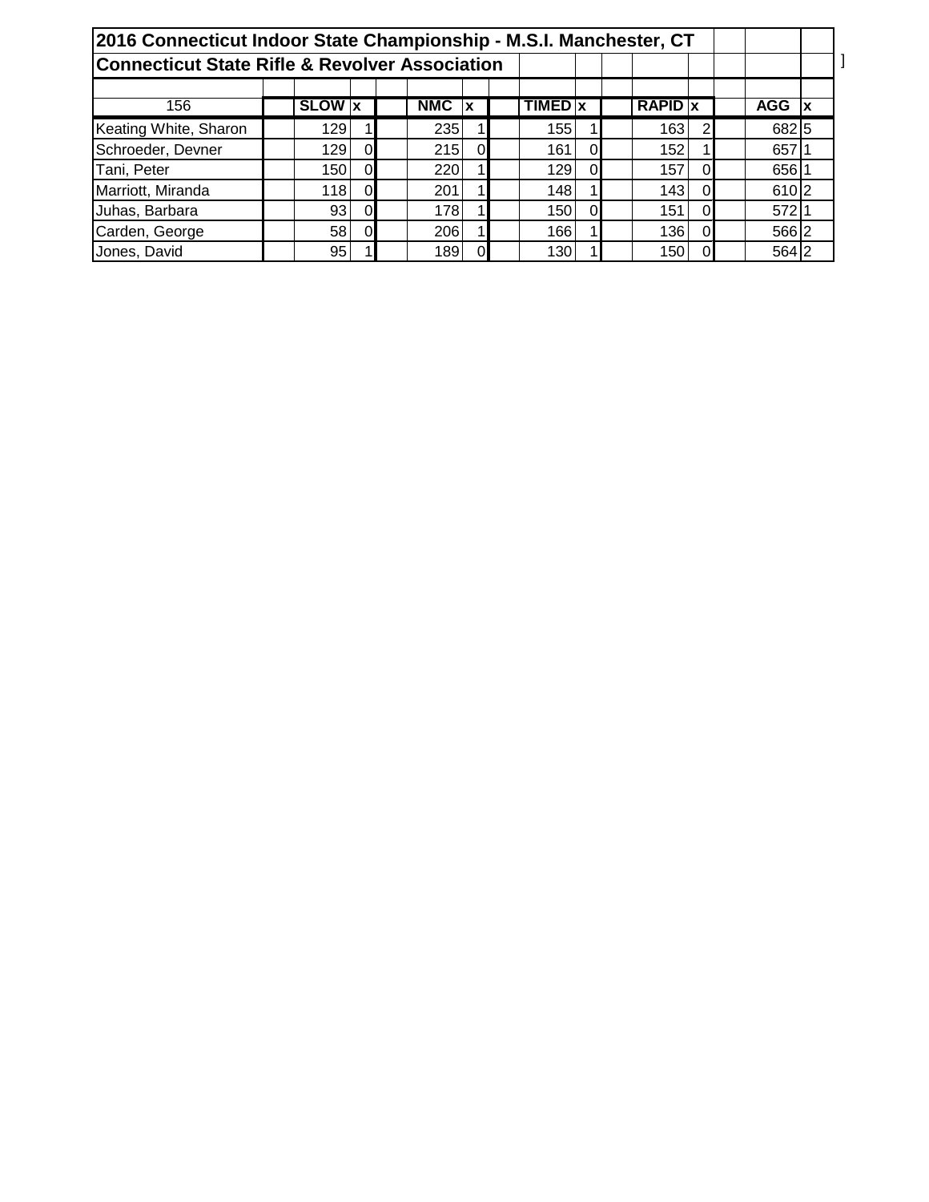## 2016 Connecticut Indoor State Championship - M.S.I. Manchester, CT

## Connecticut State Rifle & Revolver Association

| 156 | SLOW | x | NMC | x | TIMED | x | RAPID | x | AGG | x |
|---|---|---|---|---|---|---|---|---|---|---|
| Keating White, Sharon | 129 | 1 | 235 | 1 | 155 | 1 | 163 | 2 | 682 | 5 |
| Schroeder, Devner | 129 | 0 | 215 | 0 | 161 | 0 | 152 | 1 | 657 | 1 |
| Tani, Peter | 150 | 0 | 220 | 1 | 129 | 0 | 157 | 0 | 656 | 1 |
| Marriott, Miranda | 118 | 0 | 201 | 1 | 148 | 1 | 143 | 0 | 610 | 2 |
| Juhas, Barbara | 93 | 0 | 178 | 1 | 150 | 0 | 151 | 0 | 572 | 1 |
| Carden, George | 58 | 0 | 206 | 1 | 166 | 1 | 136 | 0 | 566 | 2 |
| Jones, David | 95 | 1 | 189 | 0 | 130 | 1 | 150 | 0 | 564 | 2 |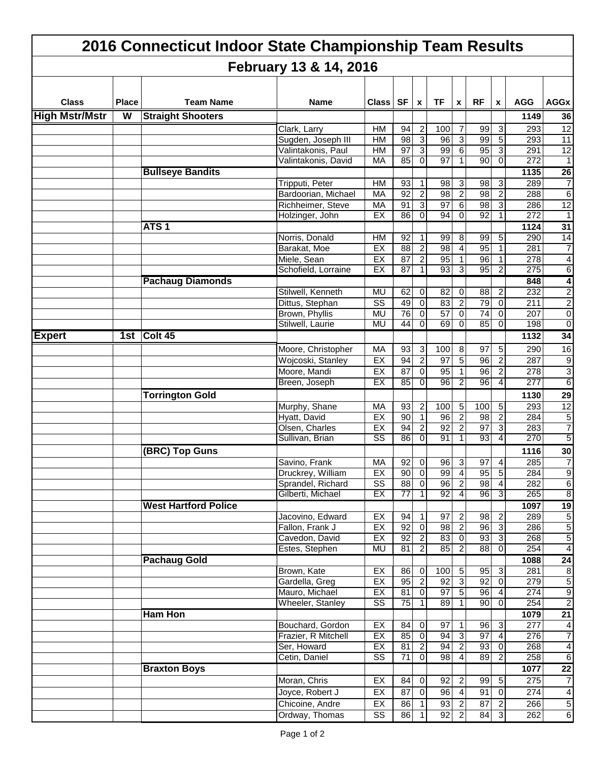# 2016 Connecticut Indoor State Championship Team Results

## February 13 & 14, 2016

| Class | Place | Team Name | Name | Class | SF | x | TF | x | RF | x | AGG | AGGx |
|---|---|---|---|---|---|---|---|---|---|---|---|---|
| **High Mstr/Mstr** | **W** | **Straight Shooters** | | | | | | | | | **1149** | **36** |
| | | | Clark, Larry | HM | 94 | 2 | 100 | 7 | 99 | 3 | 293 | 12 |
| | | | Sugden, Joseph III | HM | 98 | 3 | 96 | 3 | 99 | 5 | 293 | 11 |
| | | | Valintakonis, Paul | HM | 97 | 3 | 99 | 6 | 95 | 3 | 291 | 12 |
| | | | Valintakonis, David | MA | 85 | 0 | 97 | 1 | 90 | 0 | 272 | 1 |
| | | **Bullseye Bandits** | | | | | | | | | **1135** | **26** |
| | | | Tripputi, Peter | HM | 93 | 1 | 98 | 3 | 98 | 3 | 289 | 7 |
| | | | Bardoorian, Michael | MA | 92 | 2 | 98 | 2 | 98 | 2 | 288 | 6 |
| | | | Richheimer, Steve | MA | 91 | 3 | 97 | 6 | 98 | 3 | 286 | 12 |
| | | | Holzinger, John | EX | 86 | 0 | 94 | 0 | 92 | 1 | 272 | 1 |
| | | **ATS 1** | | | | | | | | | **1124** | **31** |
| | | | Norris, Donald | HM | 92 | 1 | 99 | 8 | 99 | 5 | 290 | 14 |
| | | | Barakat, Moe | EX | 88 | 2 | 98 | 4 | 95 | 1 | 281 | 7 |
| | | | Miele, Sean | EX | 87 | 2 | 95 | 1 | 96 | 1 | 278 | 4 |
| | | | Schofield, Lorraine | EX | 87 | 1 | 93 | 3 | 95 | 2 | 275 | 6 |
| | | **Pachaug Diamonds** | | | | | | | | | **848** | **4** |
| | | | Stilwell, Kenneth | MU | 62 | 0 | 82 | 0 | 88 | 2 | 232 | 2 |
| | | | Dittus, Stephan | SS | 49 | 0 | 83 | 2 | 79 | 0 | 211 | 2 |
| | | | Brown, Phyllis | MU | 76 | 0 | 57 | 0 | 74 | 0 | 207 | 0 |
| | | | Stilwell, Laurie | MU | 44 | 0 | 69 | 0 | 85 | 0 | 198 | 0 |
| **Expert** | **1st** | **Colt 45** | | | | | | | | | **1132** | **34** |
| | | | Moore, Christopher | MA | 93 | 3 | 100 | 8 | 97 | 5 | 290 | 16 |
| | | | Wojcoski, Stanley | EX | 94 | 2 | 97 | 5 | 96 | 2 | 287 | 9 |
| | | | Moore, Mandi | EX | 87 | 0 | 95 | 1 | 96 | 2 | 278 | 3 |
| | | | Breen, Joseph | EX | 85 | 0 | 96 | 2 | 96 | 4 | 277 | 6 |
| | | **Torrington Gold** | | | | | | | | | **1130** | **29** |
| | | | Murphy, Shane | MA | 93 | 2 | 100 | 5 | 100 | 5 | 293 | 12 |
| | | | Hyatt, David | EX | 90 | 1 | 96 | 2 | 98 | 2 | 284 | 5 |
| | | | Olsen, Charles | EX | 94 | 2 | 92 | 2 | 97 | 3 | 283 | 7 |
| | | | Sullivan, Brian | SS | 86 | 0 | 91 | 1 | 93 | 4 | 270 | 5 |
| | | **(BRC) Top Guns** | | | | | | | | | **1116** | **30** |
| | | | Savino, Frank | MA | 92 | 0 | 96 | 3 | 97 | 4 | 285 | 7 |
| | | | Druckrey, William | EX | 90 | 0 | 99 | 4 | 95 | 5 | 284 | 9 |
| | | | Sprandel, Richard | SS | 88 | 0 | 96 | 2 | 98 | 4 | 282 | 6 |
| | | | Gilberti, Michael | EX | 77 | 1 | 92 | 4 | 96 | 3 | 265 | 8 |
| | | **West Hartford Police** | | | | | | | | | **1097** | **19** |
| | | | Jacovino, Edward | EX | 94 | 1 | 97 | 2 | 98 | 2 | 289 | 5 |
| | | | Fallon, Frank J | EX | 92 | 0 | 98 | 2 | 96 | 3 | 286 | 5 |
| | | | Cavedon, David | EX | 92 | 2 | 83 | 0 | 93 | 3 | 268 | 5 |
| | | | Estes, Stephen | MU | 81 | 2 | 85 | 2 | 88 | 0 | 254 | 4 |
| | | **Pachaug Gold** | | | | | | | | | **1088** | **24** |
| | | | Brown, Kate | EX | 86 | 0 | 100 | 5 | 95 | 3 | 281 | 8 |
| | | | Gardella, Greg | EX | 95 | 2 | 92 | 3 | 92 | 0 | 279 | 5 |
| | | | Mauro, Michael | EX | 81 | 0 | 97 | 5 | 96 | 4 | 274 | 9 |
| | | | Wheeler, Stanley | SS | 75 | 1 | 89 | 1 | 90 | 0 | 254 | 2 |
| | | **Ham Hon** | | | | | | | | | **1079** | **21** |
| | | | Bouchard, Gordon | EX | 84 | 0 | 97 | 1 | 96 | 3 | 277 | 4 |
| | | | Frazier, R Mitchell | EX | 85 | 0 | 94 | 3 | 97 | 4 | 276 | 7 |
| | | | Ser, Howard | EX | 81 | 2 | 94 | 2 | 93 | 0 | 268 | 4 |
| | | | Cetin, Daniel | SS | 71 | 0 | 98 | 4 | 89 | 2 | 258 | 6 |
| | | **Braxton Boys** | | | | | | | | | **1077** | **22** |
| | | | Moran, Chris | EX | 84 | 0 | 92 | 2 | 99 | 5 | 275 | 7 |
| | | | Joyce, Robert J | EX | 87 | 0 | 96 | 4 | 91 | 0 | 274 | 4 |
| | | | Chicoine, Andre | EX | 86 | 1 | 93 | 2 | 87 | 2 | 266 | 5 |
| | | | Ordway, Thomas | SS | 86 | 1 | 92 | 2 | 84 | 3 | 262 | 6 |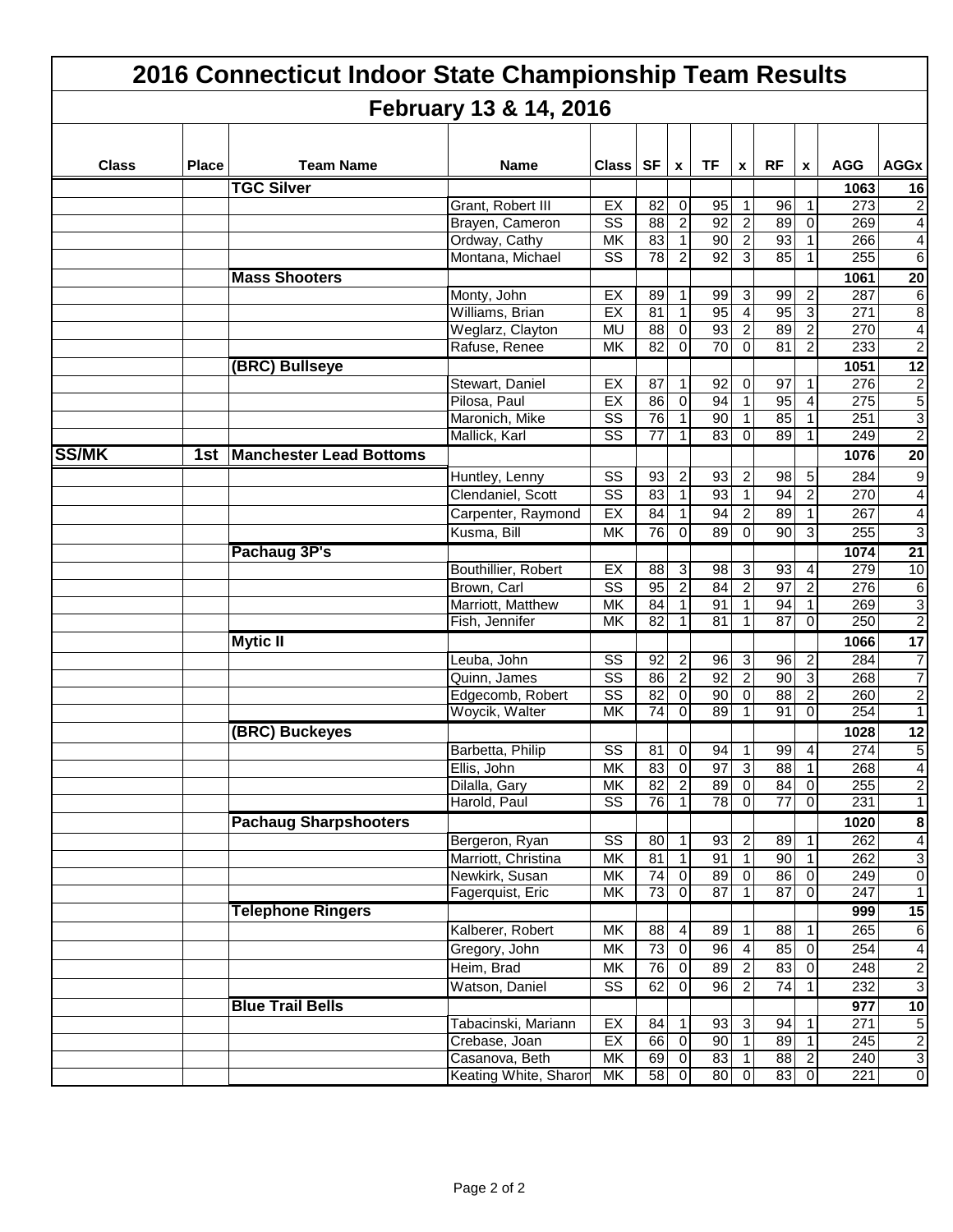# 2016 Connecticut Indoor State Championship Team Results

## February 13 & 14, 2016

| Class | Place | Team Name | Name | Class | SF | x | TF | x | RF | x | AGG | AGGx |
|---|---|---|---|---|---|---|---|---|---|---|---|---|
| | | **TGC Silver** | | | | | | | | | **1063** | **16** |
| | | | Grant, Robert III | EX | 82 | 0 | 95 | 1 | 96 | 1 | 273 | 2 |
| | | | Brayen, Cameron | SS | 88 | 2 | 92 | 2 | 89 | 0 | 269 | 4 |
| | | | Ordway, Cathy | MK | 83 | 1 | 90 | 2 | 93 | 1 | 266 | 4 |
| | | | Montana, Michael | SS | 78 | 2 | 92 | 3 | 85 | 1 | 255 | 6 |
| | | **Mass Shooters** | | | | | | | | | **1061** | **20** |
| | | | Monty, John | EX | 89 | 1 | 99 | 3 | 99 | 2 | 287 | 6 |
| | | | Williams, Brian | EX | 81 | 1 | 95 | 4 | 95 | 3 | 271 | 8 |
| | | | Weglarz, Clayton | MU | 88 | 0 | 93 | 2 | 89 | 2 | 270 | 4 |
| | | | Rafuse, Renee | MK | 82 | 0 | 70 | 0 | 81 | 2 | 233 | 2 |
| | | **(BRC) Bullseye** | | | | | | | | | **1051** | **12** |
| | | | Stewart, Daniel | EX | 87 | 1 | 92 | 0 | 97 | 1 | 276 | 2 |
| | | | Pilosa, Paul | EX | 86 | 0 | 94 | 1 | 95 | 4 | 275 | 5 |
| | | | Maronich, Mike | SS | 76 | 1 | 90 | 1 | 85 | 1 | 251 | 3 |
| | | | Mallick, Karl | SS | 77 | 1 | 83 | 0 | 89 | 1 | 249 | 2 |
| **SS/MK** | **1st** | **Manchester Lead Bottoms** | | | | | | | | | **1076** | **20** |
| | | | Huntley, Lenny | SS | 93 | 2 | 93 | 2 | 98 | 5 | 284 | 9 |
| | | | Clendaniel, Scott | SS | 83 | 1 | 93 | 1 | 94 | 2 | 270 | 4 |
| | | | Carpenter, Raymond | EX | 84 | 1 | 94 | 2 | 89 | 1 | 267 | 4 |
| | | | Kusma, Bill | MK | 76 | 0 | 89 | 0 | 90 | 3 | 255 | 3 |
| | | **Pachaug 3P's** | | | | | | | | | **1074** | **21** |
| | | | Bouthillier, Robert | EX | 88 | 3 | 98 | 3 | 93 | 4 | 279 | 10 |
| | | | Brown, Carl | SS | 95 | 2 | 84 | 2 | 97 | 2 | 276 | 6 |
| | | | Marriott, Matthew | MK | 84 | 1 | 91 | 1 | 94 | 1 | 269 | 3 |
| | | | Fish, Jennifer | MK | 82 | 1 | 81 | 1 | 87 | 0 | 250 | 2 |
| | | **Mytic II** | | | | | | | | | **1066** | **17** |
| | | | Leuba, John | SS | 92 | 2 | 96 | 3 | 96 | 2 | 284 | 7 |
| | | | Quinn, James | SS | 86 | 2 | 92 | 2 | 90 | 3 | 268 | 7 |
| | | | Edgecomb, Robert | SS | 82 | 0 | 90 | 0 | 88 | 2 | 260 | 2 |
| | | | Woycik, Walter | MK | 74 | 0 | 89 | 1 | 91 | 0 | 254 | 1 |
| | | **(BRC) Buckeyes** | | | | | | | | | **1028** | **12** |
| | | | Barbetta, Philip | SS | 81 | 0 | 94 | 1 | 99 | 4 | 274 | 5 |
| | | | Ellis, John | MK | 83 | 0 | 97 | 3 | 88 | 1 | 268 | 4 |
| | | | Dilalla, Gary | MK | 82 | 2 | 89 | 0 | 84 | 0 | 255 | 2 |
| | | | Harold, Paul | SS | 76 | 1 | 78 | 0 | 77 | 0 | 231 | 1 |
| | | **Pachaug Sharpshooters** | | | | | | | | | **1020** | **8** |
| | | | Bergeron, Ryan | SS | 80 | 1 | 93 | 2 | 89 | 1 | 262 | 4 |
| | | | Marriott, Christina | MK | 81 | 1 | 91 | 1 | 90 | 1 | 262 | 3 |
| | | | Newkirk, Susan | MK | 74 | 0 | 89 | 0 | 86 | 0 | 249 | 0 |
| | | | Fagerquist, Eric | MK | 73 | 0 | 87 | 1 | 87 | 0 | 247 | 1 |
| | | **Telephone Ringers** | | | | | | | | | **999** | **15** |
| | | | Kalberer, Robert | MK | 88 | 4 | 89 | 1 | 88 | 1 | 265 | 6 |
| | | | Gregory, John | MK | 73 | 0 | 96 | 4 | 85 | 0 | 254 | 4 |
| | | | Heim, Brad | MK | 76 | 0 | 89 | 2 | 83 | 0 | 248 | 2 |
| | | | Watson, Daniel | SS | 62 | 0 | 96 | 2 | 74 | 1 | 232 | 3 |
| | | **Blue Trail Bells** | | | | | | | | | **977** | **10** |
| | | | Tabacinski, Mariann | EX | 84 | 1 | 93 | 3 | 94 | 1 | 271 | 5 |
| | | | Crebase, Joan | EX | 66 | 0 | 90 | 1 | 89 | 1 | 245 | 2 |
| | | | Casanova, Beth | MK | 69 | 0 | 83 | 1 | 88 | 2 | 240 | 3 |
| | | | Keating White, Sharon | MK | 58 | 0 | 80 | 0 | 83 | 0 | 221 | 0 |